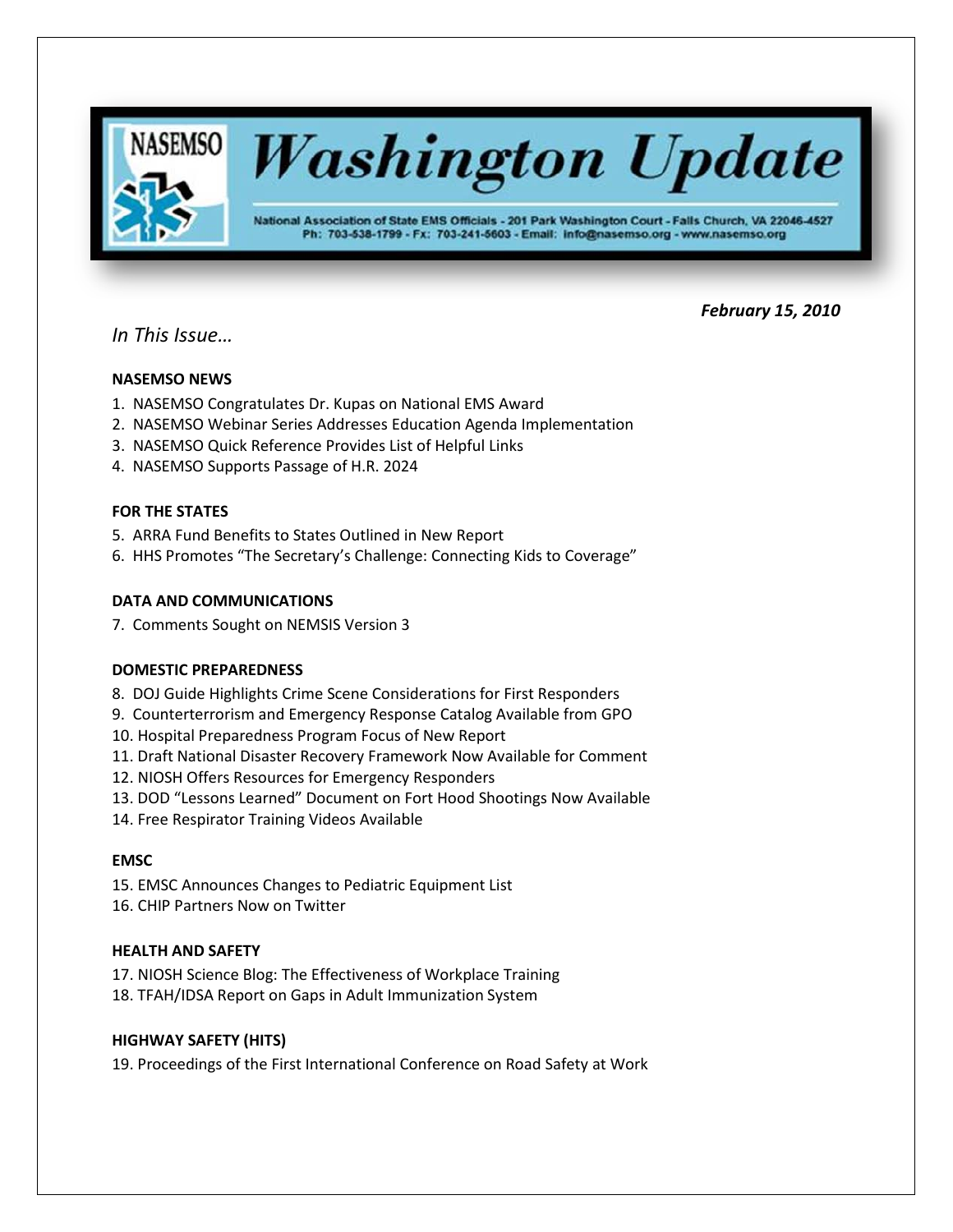# Washington Update

National Association of State EMS Officials - 201 Park Washington Court - Falls Church, VA 22046-4527
Ph: 703-538-1799 - Fx: 703-241-5603 - Email: info@nasemso.org - www.nasemso.org

***February 15, 2010***

*In This Issue…*

**NASEMSO NEWS**

1. NASEMSO Congratulates Dr. Kupas on National EMS Award
2. NASEMSO Webinar Series Addresses Education Agenda Implementation
3. NASEMSO Quick Reference Provides List of Helpful Links
4. NASEMSO Supports Passage of H.R. 2024

**FOR THE STATES**

5. ARRA Fund Benefits to States Outlined in New Report
6. HHS Promotes "The Secretary's Challenge: Connecting Kids to Coverage"

**DATA AND COMMUNICATIONS**

7. Comments Sought on NEMSIS Version 3

**DOMESTIC PREPAREDNESS**

8. DOJ Guide Highlights Crime Scene Considerations for First Responders
9. Counterterrorism and Emergency Response Catalog Available from GPO
10. Hospital Preparedness Program Focus of New Report
11. Draft National Disaster Recovery Framework Now Available for Comment
12. NIOSH Offers Resources for Emergency Responders
13. DOD "Lessons Learned" Document on Fort Hood Shootings Now Available
14. Free Respirator Training Videos Available

**EMSC**

15. EMSC Announces Changes to Pediatric Equipment List
16. CHIP Partners Now on Twitter

**HEALTH AND SAFETY**

17. NIOSH Science Blog: The Effectiveness of Workplace Training
18. TFAH/IDSA Report on Gaps in Adult Immunization System

**HIGHWAY SAFETY (HITS)**

19. Proceedings of the First International Conference on Road Safety at Work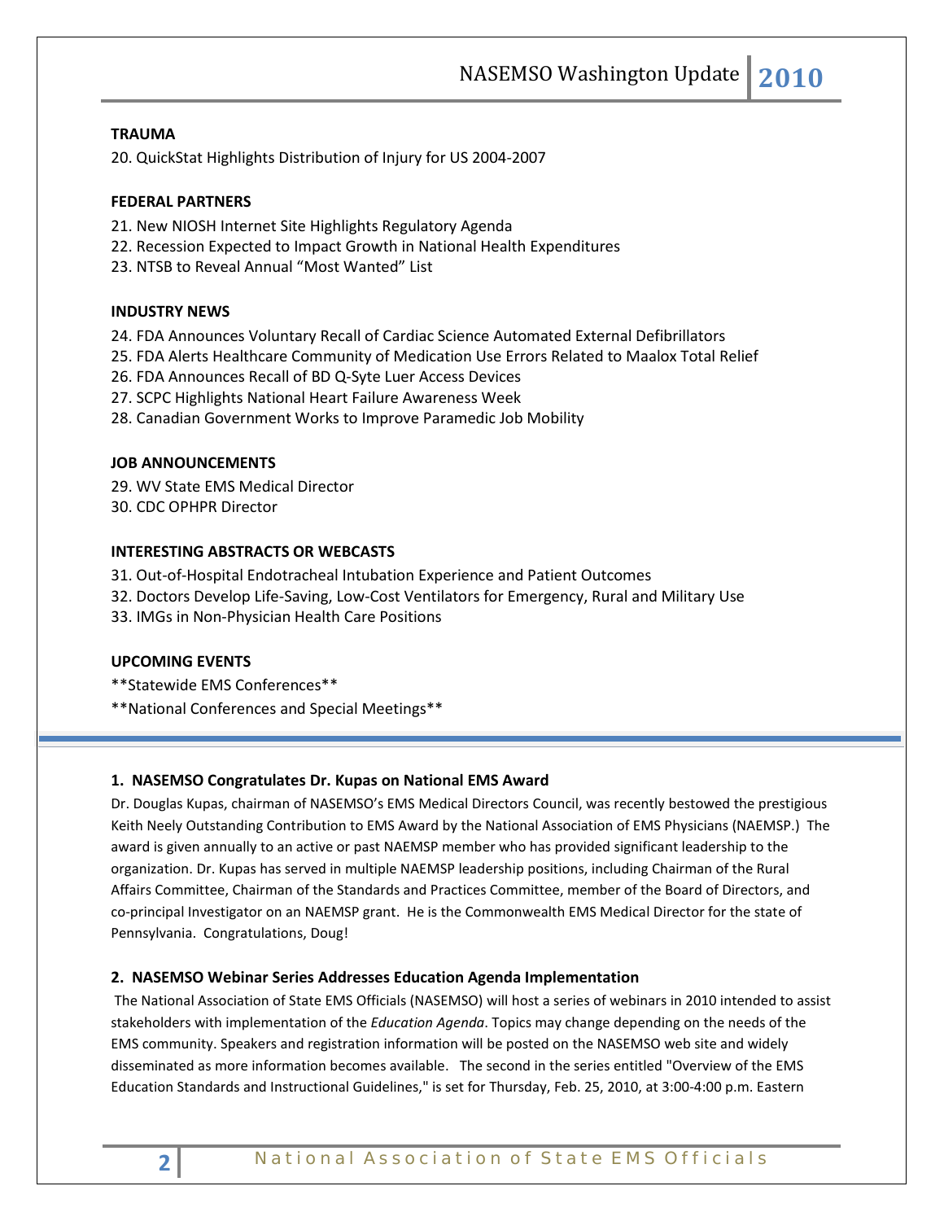**TRAUMA**

20. QuickStat Highlights Distribution of Injury for US 2004-2007

**FEDERAL PARTNERS**

21. New NIOSH Internet Site Highlights Regulatory Agenda
22. Recession Expected to Impact Growth in National Health Expenditures
23. NTSB to Reveal Annual "Most Wanted" List

**INDUSTRY NEWS**

24. FDA Announces Voluntary Recall of Cardiac Science Automated External Defibrillators
25. FDA Alerts Healthcare Community of Medication Use Errors Related to Maalox Total Relief
26. FDA Announces Recall of BD Q-Syte Luer Access Devices
27. SCPC Highlights National Heart Failure Awareness Week
28. Canadian Government Works to Improve Paramedic Job Mobility

**JOB ANNOUNCEMENTS**

29. WV State EMS Medical Director
30. CDC OPHPR Director

**INTERESTING ABSTRACTS OR WEBCASTS**

31. Out-of-Hospital Endotracheal Intubation Experience and Patient Outcomes
32. Doctors Develop Life-Saving, Low-Cost Ventilators for Emergency, Rural and Military Use
33. IMGs in Non-Physician Health Care Positions

**UPCOMING EVENTS**

**Statewide EMS Conferences**

**National Conferences and Special Meetings**

---

### 1. NASEMSO Congratulates Dr. Kupas on National EMS Award

Dr. Douglas Kupas, chairman of NASEMSO's EMS Medical Directors Council, was recently bestowed the prestigious Keith Neely Outstanding Contribution to EMS Award by the National Association of EMS Physicians (NAEMSP.) The award is given annually to an active or past NAEMSP member who has provided significant leadership to the organization. Dr. Kupas has served in multiple NAEMSP leadership positions, including Chairman of the Rural Affairs Committee, Chairman of the Standards and Practices Committee, member of the Board of Directors, and co-principal Investigator on an NAEMSP grant. He is the Commonwealth EMS Medical Director for the state of Pennsylvania. Congratulations, Doug!

### 2. NASEMSO Webinar Series Addresses Education Agenda Implementation

The National Association of State EMS Officials (NASEMSO) will host a series of webinars in 2010 intended to assist stakeholders with implementation of the *Education Agenda*. Topics may change depending on the needs of the EMS community. Speakers and registration information will be posted on the NASEMSO web site and widely disseminated as more information becomes available. The second in the series entitled "Overview of the EMS Education Standards and Instructional Guidelines," is set for Thursday, Feb. 25, 2010, at 3:00-4:00 p.m. Eastern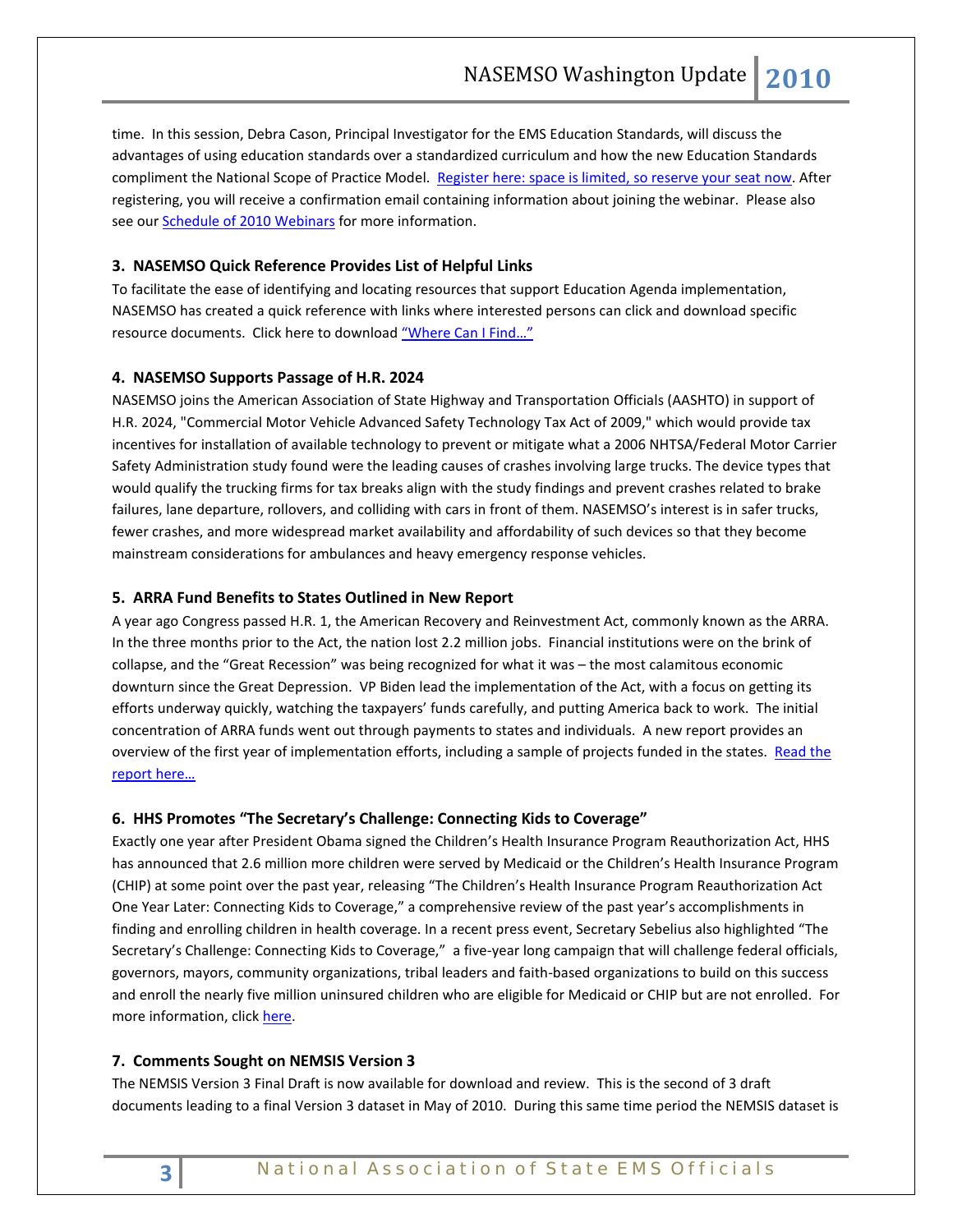time. In this session, Debra Cason, Principal Investigator for the EMS Education Standards, will discuss the advantages of using education standards over a standardized curriculum and how the new Education Standards compliment the National Scope of Practice Model. [Register here: space is limited, so reserve your seat now](). After registering, you will receive a confirmation email containing information about joining the webinar. Please also see our [Schedule of 2010 Webinars]() for more information.

### 3. NASEMSO Quick Reference Provides List of Helpful Links

To facilitate the ease of identifying and locating resources that support Education Agenda implementation, NASEMSO has created a quick reference with links where interested persons can click and download specific resource documents. Click here to download ["Where Can I Find…"]()

### 4. NASEMSO Supports Passage of H.R. 2024

NASEMSO joins the American Association of State Highway and Transportation Officials (AASHTO) in support of H.R. 2024, "Commercial Motor Vehicle Advanced Safety Technology Tax Act of 2009," which would provide tax incentives for installation of available technology to prevent or mitigate what a 2006 NHTSA/Federal Motor Carrier Safety Administration study found were the leading causes of crashes involving large trucks. The device types that would qualify the trucking firms for tax breaks align with the study findings and prevent crashes related to brake failures, lane departure, rollovers, and colliding with cars in front of them. NASEMSO's interest is in safer trucks, fewer crashes, and more widespread market availability and affordability of such devices so that they become mainstream considerations for ambulances and heavy emergency response vehicles.

### 5. ARRA Fund Benefits to States Outlined in New Report

A year ago Congress passed H.R. 1, the American Recovery and Reinvestment Act, commonly known as the ARRA. In the three months prior to the Act, the nation lost 2.2 million jobs. Financial institutions were on the brink of collapse, and the "Great Recession" was being recognized for what it was – the most calamitous economic downturn since the Great Depression. VP Biden lead the implementation of the Act, with a focus on getting its efforts underway quickly, watching the taxpayers' funds carefully, and putting America back to work. The initial concentration of ARRA funds went out through payments to states and individuals. A new report provides an overview of the first year of implementation efforts, including a sample of projects funded in the states. [Read the report here…]()

### 6. HHS Promotes "The Secretary's Challenge: Connecting Kids to Coverage"

Exactly one year after President Obama signed the Children's Health Insurance Program Reauthorization Act, HHS has announced that 2.6 million more children were served by Medicaid or the Children's Health Insurance Program (CHIP) at some point over the past year, releasing "The Children's Health Insurance Program Reauthorization Act One Year Later: Connecting Kids to Coverage," a comprehensive review of the past year's accomplishments in finding and enrolling children in health coverage. In a recent press event, Secretary Sebelius also highlighted "The Secretary's Challenge: Connecting Kids to Coverage," a five-year long campaign that will challenge federal officials, governors, mayors, community organizations, tribal leaders and faith-based organizations to build on this success and enroll the nearly five million uninsured children who are eligible for Medicaid or CHIP but are not enrolled. For more information, click [here]().

### 7. Comments Sought on NEMSIS Version 3

The NEMSIS Version 3 Final Draft is now available for download and review. This is the second of 3 draft documents leading to a final Version 3 dataset in May of 2010. During this same time period the NEMSIS dataset is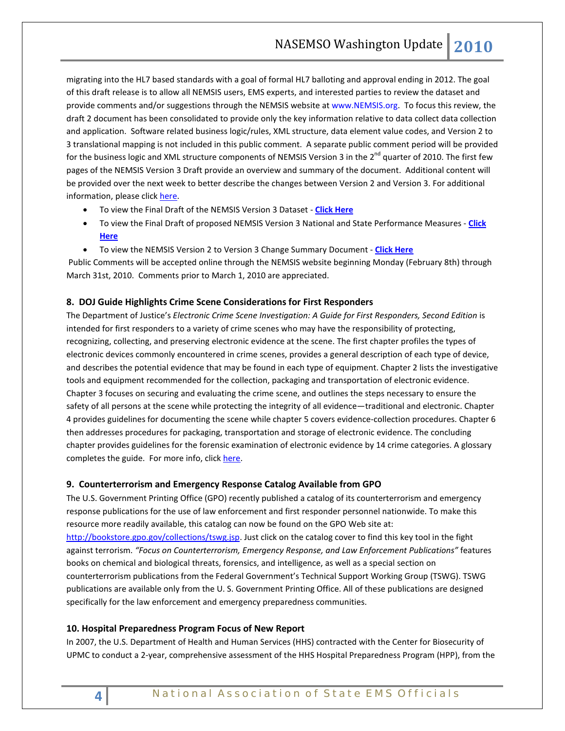migrating into the HL7 based standards with a goal of formal HL7 balloting and approval ending in 2012. The goal of this draft release is to allow all NEMSIS users, EMS experts, and interested parties to review the dataset and provide comments and/or suggestions through the NEMSIS website at www.NEMSIS.org. To focus this review, the draft 2 document has been consolidated to provide only the key information relative to data collect data collection and application. Software related business logic/rules, XML structure, data element value codes, and Version 2 to 3 translational mapping is not included in this public comment. A separate public comment period will be provided for the business logic and XML structure components of NEMSIS Version 3 in the 2nd quarter of 2010. The first few pages of the NEMSIS Version 3 Draft provide an overview and summary of the document. Additional content will be provided over the next week to better describe the changes between Version 2 and Version 3. For additional information, please click here.

- To view the Final Draft of the NEMSIS Version 3 Dataset - **Click Here**
- To view the Final Draft of proposed NEMSIS Version 3 National and State Performance Measures - **Click Here**
- To view the NEMSIS Version 2 to Version 3 Change Summary Document - **Click Here**

Public Comments will be accepted online through the NEMSIS website beginning Monday (February 8th) through March 31st, 2010. Comments prior to March 1, 2010 are appreciated.

### 8. DOJ Guide Highlights Crime Scene Considerations for First Responders

The Department of Justice's *Electronic Crime Scene Investigation: A Guide for First Responders, Second Edition* is intended for first responders to a variety of crime scenes who may have the responsibility of protecting, recognizing, collecting, and preserving electronic evidence at the scene. The first chapter profiles the types of electronic devices commonly encountered in crime scenes, provides a general description of each type of device, and describes the potential evidence that may be found in each type of equipment. Chapter 2 lists the investigative tools and equipment recommended for the collection, packaging and transportation of electronic evidence. Chapter 3 focuses on securing and evaluating the crime scene, and outlines the steps necessary to ensure the safety of all persons at the scene while protecting the integrity of all evidence—traditional and electronic. Chapter 4 provides guidelines for documenting the scene while chapter 5 covers evidence-collection procedures. Chapter 6 then addresses procedures for packaging, transportation and storage of electronic evidence. The concluding chapter provides guidelines for the forensic examination of electronic evidence by 14 crime categories. A glossary completes the guide. For more info, click here.

### 9. Counterterrorism and Emergency Response Catalog Available from GPO

The U.S. Government Printing Office (GPO) recently published a catalog of its counterterrorism and emergency response publications for the use of law enforcement and first responder personnel nationwide. To make this resource more readily available, this catalog can now be found on the GPO Web site at: http://bookstore.gpo.gov/collections/tswg.jsp. Just click on the catalog cover to find this key tool in the fight against terrorism. *"Focus on Counterterrorism, Emergency Response, and Law Enforcement Publications"* features books on chemical and biological threats, forensics, and intelligence, as well as a special section on counterterrorism publications from the Federal Government's Technical Support Working Group (TSWG). TSWG publications are available only from the U. S. Government Printing Office. All of these publications are designed specifically for the law enforcement and emergency preparedness communities.

### 10. Hospital Preparedness Program Focus of New Report

In 2007, the U.S. Department of Health and Human Services (HHS) contracted with the Center for Biosecurity of UPMC to conduct a 2-year, comprehensive assessment of the HHS Hospital Preparedness Program (HPP), from the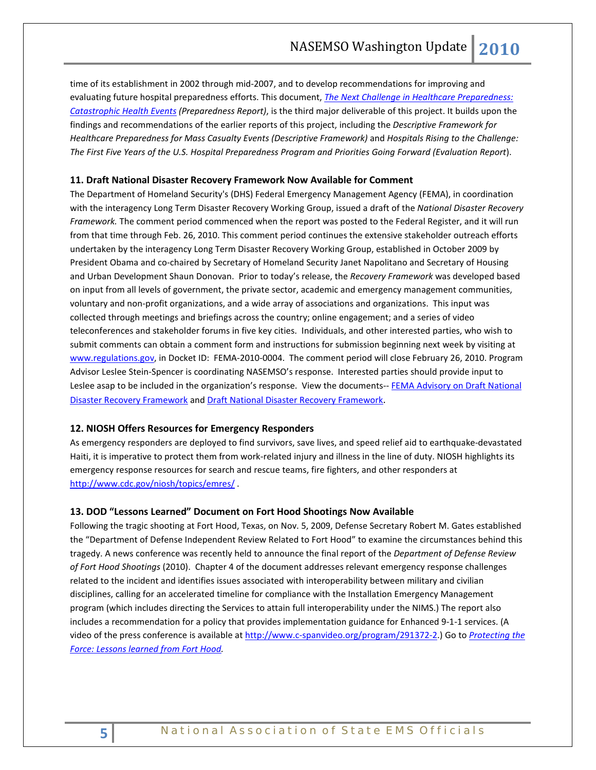time of its establishment in 2002 through mid-2007, and to develop recommendations for improving and evaluating future hospital preparedness efforts. This document, [*The Next Challenge in Healthcare Preparedness: Catastrophic Health Events*] *(Preparedness Report)*, is the third major deliverable of this project. It builds upon the findings and recommendations of the earlier reports of this project, including the *Descriptive Framework for Healthcare Preparedness for Mass Casualty Events (Descriptive Framework)* and *Hospitals Rising to the Challenge: The First Five Years of the U.S. Hospital Preparedness Program and Priorities Going Forward (Evaluation Report*).

### 11. Draft National Disaster Recovery Framework Now Available for Comment

The Department of Homeland Security's (DHS) Federal Emergency Management Agency (FEMA), in coordination with the interagency Long Term Disaster Recovery Working Group, issued a draft of the *National Disaster Recovery Framework.* The comment period commenced when the report was posted to the Federal Register, and it will run from that time through Feb. 26, 2010. This comment period continues the extensive stakeholder outreach efforts undertaken by the interagency Long Term Disaster Recovery Working Group, established in October 2009 by President Obama and co-chaired by Secretary of Homeland Security Janet Napolitano and Secretary of Housing and Urban Development Shaun Donovan. Prior to today's release, the *Recovery Framework* was developed based on input from all levels of government, the private sector, academic and emergency management communities, voluntary and non-profit organizations, and a wide array of associations and organizations. This input was collected through meetings and briefings across the country; online engagement; and a series of video teleconferences and stakeholder forums in five key cities. Individuals, and other interested parties, who wish to submit comments can obtain a comment form and instructions for submission beginning next week by visiting at www.regulations.gov, in Docket ID: FEMA-2010-0004. The comment period will close February 26, 2010. Program Advisor Leslee Stein-Spencer is coordinating NASEMSO's response. Interested parties should provide input to Leslee asap to be included in the organization's response. View the documents-- FEMA Advisory on Draft National Disaster Recovery Framework and Draft National Disaster Recovery Framework.

### 12. NIOSH Offers Resources for Emergency Responders

As emergency responders are deployed to find survivors, save lives, and speed relief aid to earthquake-devastated Haiti, it is imperative to protect them from work-related injury and illness in the line of duty. NIOSH highlights its emergency response resources for search and rescue teams, fire fighters, and other responders at http://www.cdc.gov/niosh/topics/emres/ .

### 13. DOD "Lessons Learned" Document on Fort Hood Shootings Now Available

Following the tragic shooting at Fort Hood, Texas, on Nov. 5, 2009, Defense Secretary Robert M. Gates established the "Department of Defense Independent Review Related to Fort Hood" to examine the circumstances behind this tragedy. A news conference was recently held to announce the final report of the *Department of Defense Review of Fort Hood Shootings* (2010). Chapter 4 of the document addresses relevant emergency response challenges related to the incident and identifies issues associated with interoperability between military and civilian disciplines, calling for an accelerated timeline for compliance with the Installation Emergency Management program (which includes directing the Services to attain full interoperability under the NIMS.) The report also includes a recommendation for a policy that provides implementation guidance for Enhanced 9-1-1 services. (A video of the press conference is available at http://www.c-spanvideo.org/program/291372-2.) Go to *Protecting the Force: Lessons learned from Fort Hood.*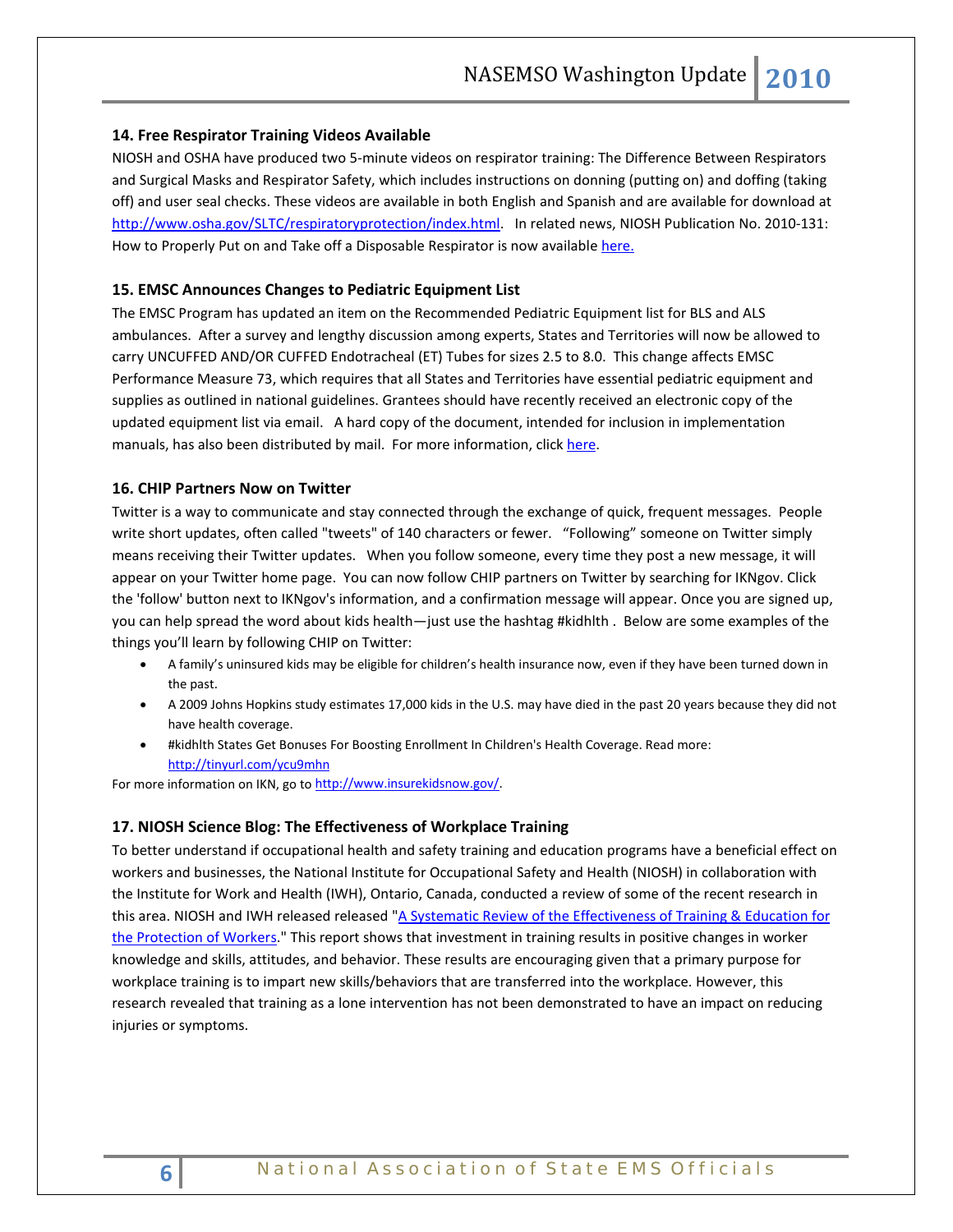### 14. Free Respirator Training Videos Available

NIOSH and OSHA have produced two 5-minute videos on respirator training: The Difference Between Respirators and Surgical Masks and Respirator Safety, which includes instructions on donning (putting on) and doffing (taking off) and user seal checks. These videos are available in both English and Spanish and are available for download at http://www.osha.gov/SLTC/respiratoryprotection/index.html. In related news, NIOSH Publication No. 2010-131: How to Properly Put on and Take off a Disposable Respirator is now available here.

### 15. EMSC Announces Changes to Pediatric Equipment List

The EMSC Program has updated an item on the Recommended Pediatric Equipment list for BLS and ALS ambulances. After a survey and lengthy discussion among experts, States and Territories will now be allowed to carry UNCUFFED AND/OR CUFFED Endotracheal (ET) Tubes for sizes 2.5 to 8.0. This change affects EMSC Performance Measure 73, which requires that all States and Territories have essential pediatric equipment and supplies as outlined in national guidelines. Grantees should have recently received an electronic copy of the updated equipment list via email. A hard copy of the document, intended for inclusion in implementation manuals, has also been distributed by mail. For more information, click here.

### 16. CHIP Partners Now on Twitter

Twitter is a way to communicate and stay connected through the exchange of quick, frequent messages. People write short updates, often called "tweets" of 140 characters or fewer. "Following" someone on Twitter simply means receiving their Twitter updates. When you follow someone, every time they post a new message, it will appear on your Twitter home page. You can now follow CHIP partners on Twitter by searching for IKNgov. Click the 'follow' button next to IKNgov's information, and a confirmation message will appear. Once you are signed up, you can help spread the word about kids health—just use the hashtag #kidhlth . Below are some examples of the things you'll learn by following CHIP on Twitter:

- A family's uninsured kids may be eligible for children's health insurance now, even if they have been turned down in the past.
- A 2009 Johns Hopkins study estimates 17,000 kids in the U.S. may have died in the past 20 years because they did not have health coverage.
- #kidhlth States Get Bonuses For Boosting Enrollment In Children's Health Coverage. Read more: http://tinyurl.com/ycu9mhn

For more information on IKN, go to http://www.insurekidsnow.gov/.

### 17. NIOSH Science Blog: The Effectiveness of Workplace Training

To better understand if occupational health and safety training and education programs have a beneficial effect on workers and businesses, the National Institute for Occupational Safety and Health (NIOSH) in collaboration with the Institute for Work and Health (IWH), Ontario, Canada, conducted a review of some of the recent research in this area. NIOSH and IWH released released "A Systematic Review of the Effectiveness of Training & Education for the Protection of Workers." This report shows that investment in training results in positive changes in worker knowledge and skills, attitudes, and behavior. These results are encouraging given that a primary purpose for workplace training is to impart new skills/behaviors that are transferred into the workplace. However, this research revealed that training as a lone intervention has not been demonstrated to have an impact on reducing injuries or symptoms.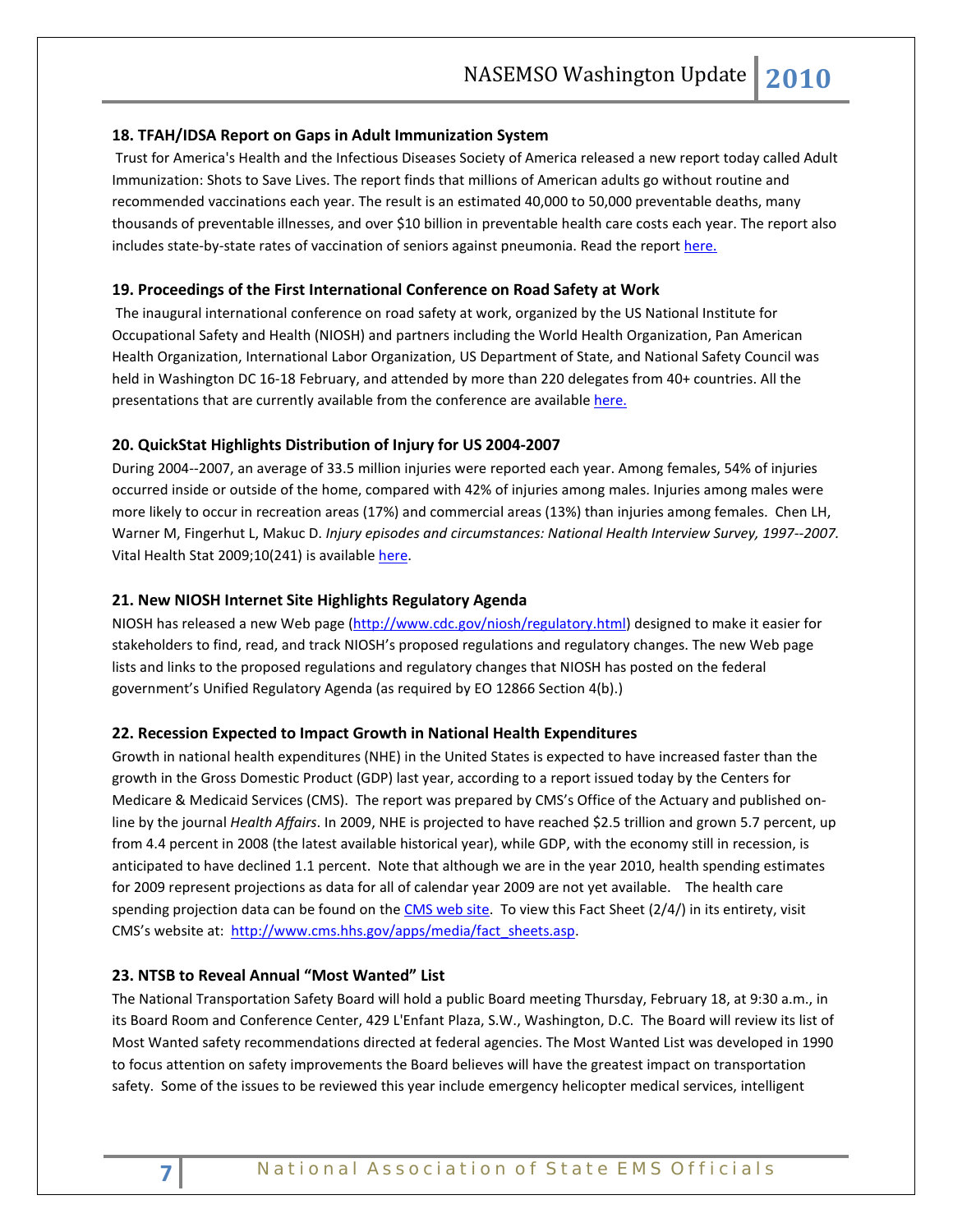### 18. TFAH/IDSA Report on Gaps in Adult Immunization System

Trust for America's Health and the Infectious Diseases Society of America released a new report today called Adult Immunization: Shots to Save Lives. The report finds that millions of American adults go without routine and recommended vaccinations each year. The result is an estimated 40,000 to 50,000 preventable deaths, many thousands of preventable illnesses, and over $10 billion in preventable health care costs each year. The report also includes state-by-state rates of vaccination of seniors against pneumonia. Read the report [here.](#)

### 19. Proceedings of the First International Conference on Road Safety at Work

The inaugural international conference on road safety at work, organized by the US National Institute for Occupational Safety and Health (NIOSH) and partners including the World Health Organization, Pan American Health Organization, International Labor Organization, US Department of State, and National Safety Council was held in Washington DC 16-18 February, and attended by more than 220 delegates from 40+ countries. All the presentations that are currently available from the conference are available [here.](#)

### 20. QuickStat Highlights Distribution of Injury for US 2004-2007

During 2004--2007, an average of 33.5 million injuries were reported each year. Among females, 54% of injuries occurred inside or outside of the home, compared with 42% of injuries among males. Injuries among males were more likely to occur in recreation areas (17%) and commercial areas (13%) than injuries among females. Chen LH, Warner M, Fingerhut L, Makuc D. *Injury episodes and circumstances: National Health Interview Survey, 1997--2007.* Vital Health Stat 2009;10(241) is available [here](#).

### 21. New NIOSH Internet Site Highlights Regulatory Agenda

NIOSH has released a new Web page (http://www.cdc.gov/niosh/regulatory.html) designed to make it easier for stakeholders to find, read, and track NIOSH's proposed regulations and regulatory changes. The new Web page lists and links to the proposed regulations and regulatory changes that NIOSH has posted on the federal government's Unified Regulatory Agenda (as required by EO 12866 Section 4(b).)

### 22. Recession Expected to Impact Growth in National Health Expenditures

Growth in national health expenditures (NHE) in the United States is expected to have increased faster than the growth in the Gross Domestic Product (GDP) last year, according to a report issued today by the Centers for Medicare & Medicaid Services (CMS). The report was prepared by CMS's Office of the Actuary and published on-line by the journal *Health Affairs*. In 2009, NHE is projected to have reached $2.5 trillion and grown 5.7 percent, up from 4.4 percent in 2008 (the latest available historical year), while GDP, with the economy still in recession, is anticipated to have declined 1.1 percent. Note that although we are in the year 2010, health spending estimates for 2009 represent projections as data for all of calendar year 2009 are not yet available. The health care spending projection data can be found on the [CMS web site](#). To view this Fact Sheet (2/4/) in its entirety, visit CMS's website at: http://www.cms.hhs.gov/apps/media/fact_sheets.asp.

### 23. NTSB to Reveal Annual "Most Wanted" List

The National Transportation Safety Board will hold a public Board meeting Thursday, February 18, at 9:30 a.m., in its Board Room and Conference Center, 429 L'Enfant Plaza, S.W., Washington, D.C. The Board will review its list of Most Wanted safety recommendations directed at federal agencies. The Most Wanted List was developed in 1990 to focus attention on safety improvements the Board believes will have the greatest impact on transportation safety. Some of the issues to be reviewed this year include emergency helicopter medical services, intelligent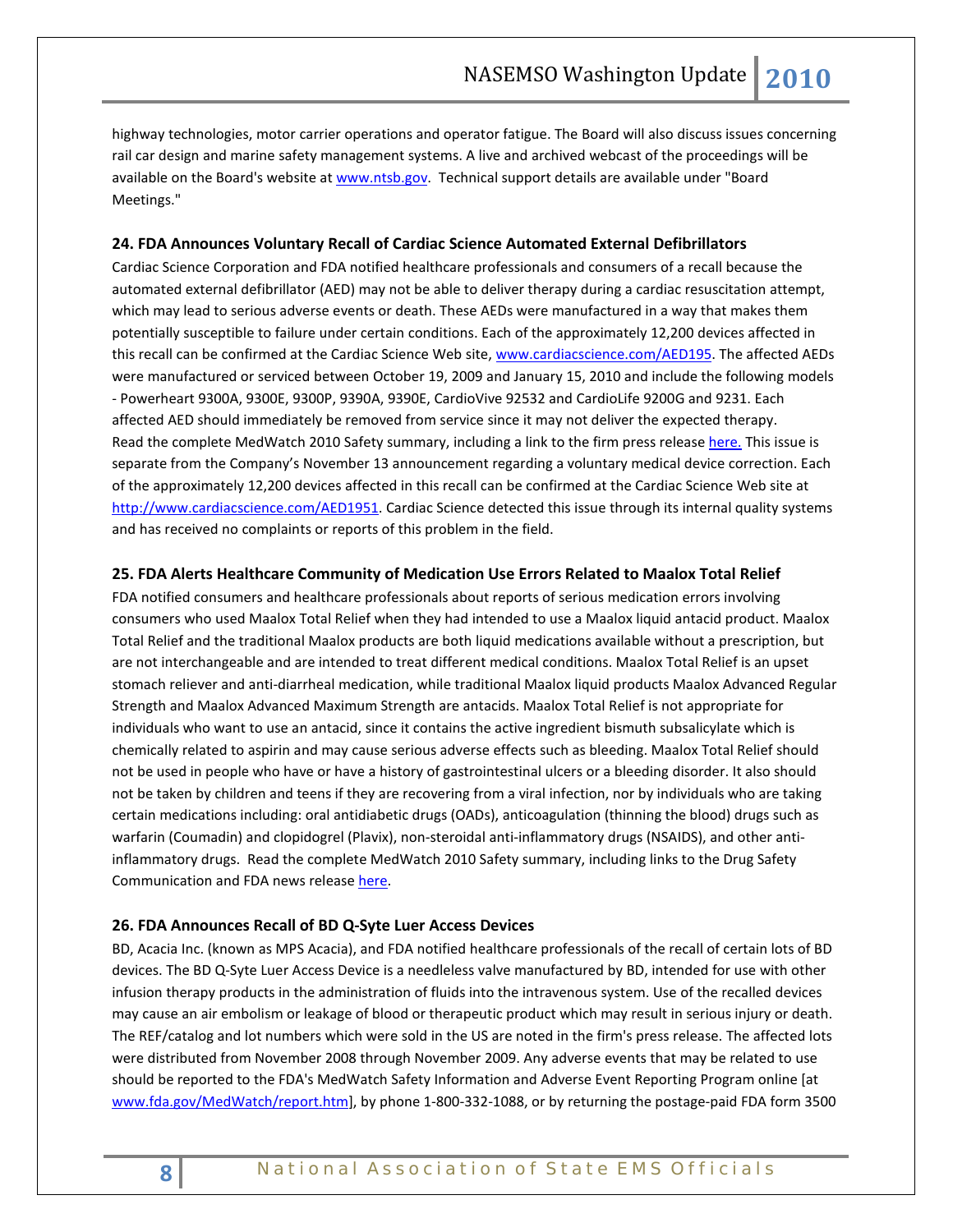highway technologies, motor carrier operations and operator fatigue. The Board will also discuss issues concerning rail car design and marine safety management systems. A live and archived webcast of the proceedings will be available on the Board's website at www.ntsb.gov. Technical support details are available under "Board Meetings."

### 24. FDA Announces Voluntary Recall of Cardiac Science Automated External Defibrillators

Cardiac Science Corporation and FDA notified healthcare professionals and consumers of a recall because the automated external defibrillator (AED) may not be able to deliver therapy during a cardiac resuscitation attempt, which may lead to serious adverse events or death. These AEDs were manufactured in a way that makes them potentially susceptible to failure under certain conditions. Each of the approximately 12,200 devices affected in this recall can be confirmed at the Cardiac Science Web site, www.cardiacscience.com/AED195. The affected AEDs were manufactured or serviced between October 19, 2009 and January 15, 2010 and include the following models - Powerheart 9300A, 9300E, 9300P, 9390A, 9390E, CardioVive 92532 and CardioLife 9200G and 9231. Each affected AED should immediately be removed from service since it may not deliver the expected therapy. Read the complete MedWatch 2010 Safety summary, including a link to the firm press release here. This issue is separate from the Company's November 13 announcement regarding a voluntary medical device correction. Each of the approximately 12,200 devices affected in this recall can be confirmed at the Cardiac Science Web site at http://www.cardiacscience.com/AED1951. Cardiac Science detected this issue through its internal quality systems and has received no complaints or reports of this problem in the field.

### 25. FDA Alerts Healthcare Community of Medication Use Errors Related to Maalox Total Relief

FDA notified consumers and healthcare professionals about reports of serious medication errors involving consumers who used Maalox Total Relief when they had intended to use a Maalox liquid antacid product. Maalox Total Relief and the traditional Maalox products are both liquid medications available without a prescription, but are not interchangeable and are intended to treat different medical conditions. Maalox Total Relief is an upset stomach reliever and anti-diarrheal medication, while traditional Maalox liquid products Maalox Advanced Regular Strength and Maalox Advanced Maximum Strength are antacids. Maalox Total Relief is not appropriate for individuals who want to use an antacid, since it contains the active ingredient bismuth subsalicylate which is chemically related to aspirin and may cause serious adverse effects such as bleeding. Maalox Total Relief should not be used in people who have or have a history of gastrointestinal ulcers or a bleeding disorder. It also should not be taken by children and teens if they are recovering from a viral infection, nor by individuals who are taking certain medications including: oral antidiabetic drugs (OADs), anticoagulation (thinning the blood) drugs such as warfarin (Coumadin) and clopidogrel (Plavix), non-steroidal anti-inflammatory drugs (NSAIDS), and other anti-inflammatory drugs. Read the complete MedWatch 2010 Safety summary, including links to the Drug Safety Communication and FDA news release here.

### 26. FDA Announces Recall of BD Q-Syte Luer Access Devices

BD, Acacia Inc. (known as MPS Acacia), and FDA notified healthcare professionals of the recall of certain lots of BD devices. The BD Q-Syte Luer Access Device is a needleless valve manufactured by BD, intended for use with other infusion therapy products in the administration of fluids into the intravenous system. Use of the recalled devices may cause an air embolism or leakage of blood or therapeutic product which may result in serious injury or death. The REF/catalog and lot numbers which were sold in the US are noted in the firm's press release. The affected lots were distributed from November 2008 through November 2009. Any adverse events that may be related to use should be reported to the FDA's MedWatch Safety Information and Adverse Event Reporting Program online [at www.fda.gov/MedWatch/report.htm], by phone 1-800-332-1088, or by returning the postage-paid FDA form 3500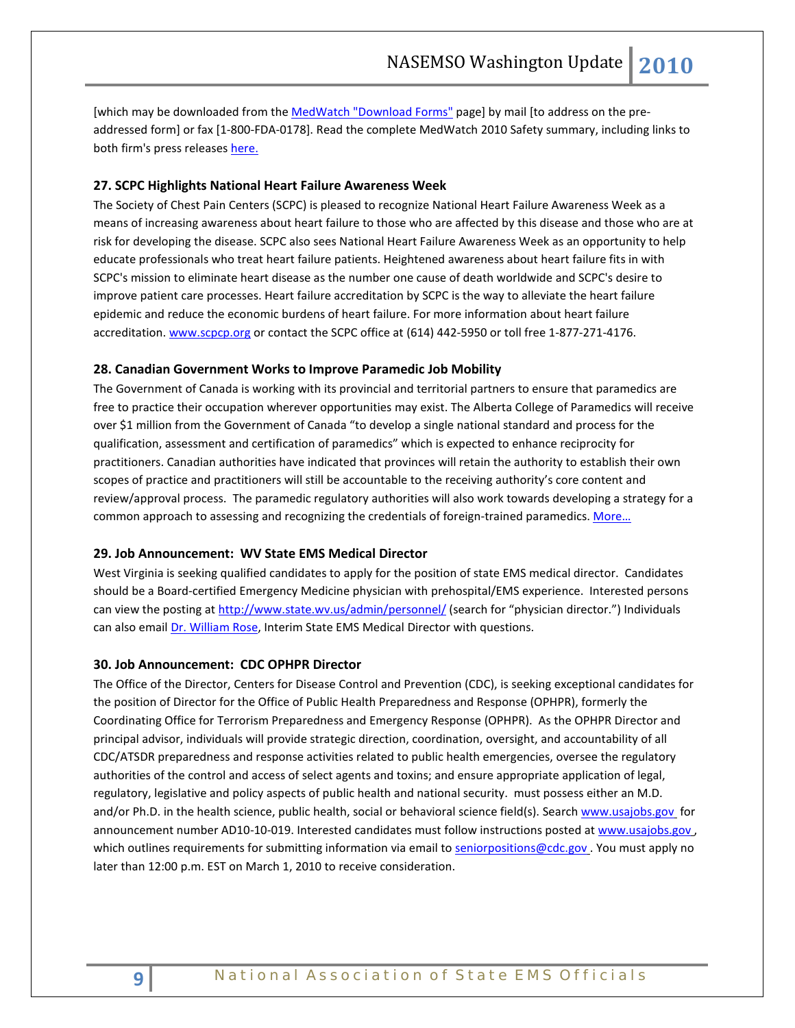[which may be downloaded from the MedWatch "Download Forms" page] by mail [to address on the pre-addressed form] or fax [1-800-FDA-0178]. Read the complete MedWatch 2010 Safety summary, including links to both firm's press releases here.

### 27. SCPC Highlights National Heart Failure Awareness Week

The Society of Chest Pain Centers (SCPC) is pleased to recognize National Heart Failure Awareness Week as a means of increasing awareness about heart failure to those who are affected by this disease and those who are at risk for developing the disease. SCPC also sees National Heart Failure Awareness Week as an opportunity to help educate professionals who treat heart failure patients. Heightened awareness about heart failure fits in with SCPC's mission to eliminate heart disease as the number one cause of death worldwide and SCPC's desire to improve patient care processes. Heart failure accreditation by SCPC is the way to alleviate the heart failure epidemic and reduce the economic burdens of heart failure. For more information about heart failure accreditation. www.scpcp.org or contact the SCPC office at (614) 442-5950 or toll free 1-877-271-4176.

### 28. Canadian Government Works to Improve Paramedic Job Mobility

The Government of Canada is working with its provincial and territorial partners to ensure that paramedics are free to practice their occupation wherever opportunities may exist. The Alberta College of Paramedics will receive over $1 million from the Government of Canada "to develop a single national standard and process for the qualification, assessment and certification of paramedics" which is expected to enhance reciprocity for practitioners. Canadian authorities have indicated that provinces will retain the authority to establish their own scopes of practice and practitioners will still be accountable to the receiving authority's core content and review/approval process. The paramedic regulatory authorities will also work towards developing a strategy for a common approach to assessing and recognizing the credentials of foreign-trained paramedics. More…

### 29. Job Announcement: WV State EMS Medical Director

West Virginia is seeking qualified candidates to apply for the position of state EMS medical director. Candidates should be a Board-certified Emergency Medicine physician with prehospital/EMS experience. Interested persons can view the posting at http://www.state.wv.us/admin/personnel/ (search for "physician director.") Individuals can also email Dr. William Rose, Interim State EMS Medical Director with questions.

### 30. Job Announcement: CDC OPHPR Director

The Office of the Director, Centers for Disease Control and Prevention (CDC), is seeking exceptional candidates for the position of Director for the Office of Public Health Preparedness and Response (OPHPR), formerly the Coordinating Office for Terrorism Preparedness and Emergency Response (OPHPR). As the OPHPR Director and principal advisor, individuals will provide strategic direction, coordination, oversight, and accountability of all CDC/ATSDR preparedness and response activities related to public health emergencies, oversee the regulatory authorities of the control and access of select agents and toxins; and ensure appropriate application of legal, regulatory, legislative and policy aspects of public health and national security. must possess either an M.D. and/or Ph.D. in the health science, public health, social or behavioral science field(s). Search www.usajobs.gov for announcement number AD10-10-019. Interested candidates must follow instructions posted at www.usajobs.gov , which outlines requirements for submitting information via email to seniorpositions@cdc.gov . You must apply no later than 12:00 p.m. EST on March 1, 2010 to receive consideration.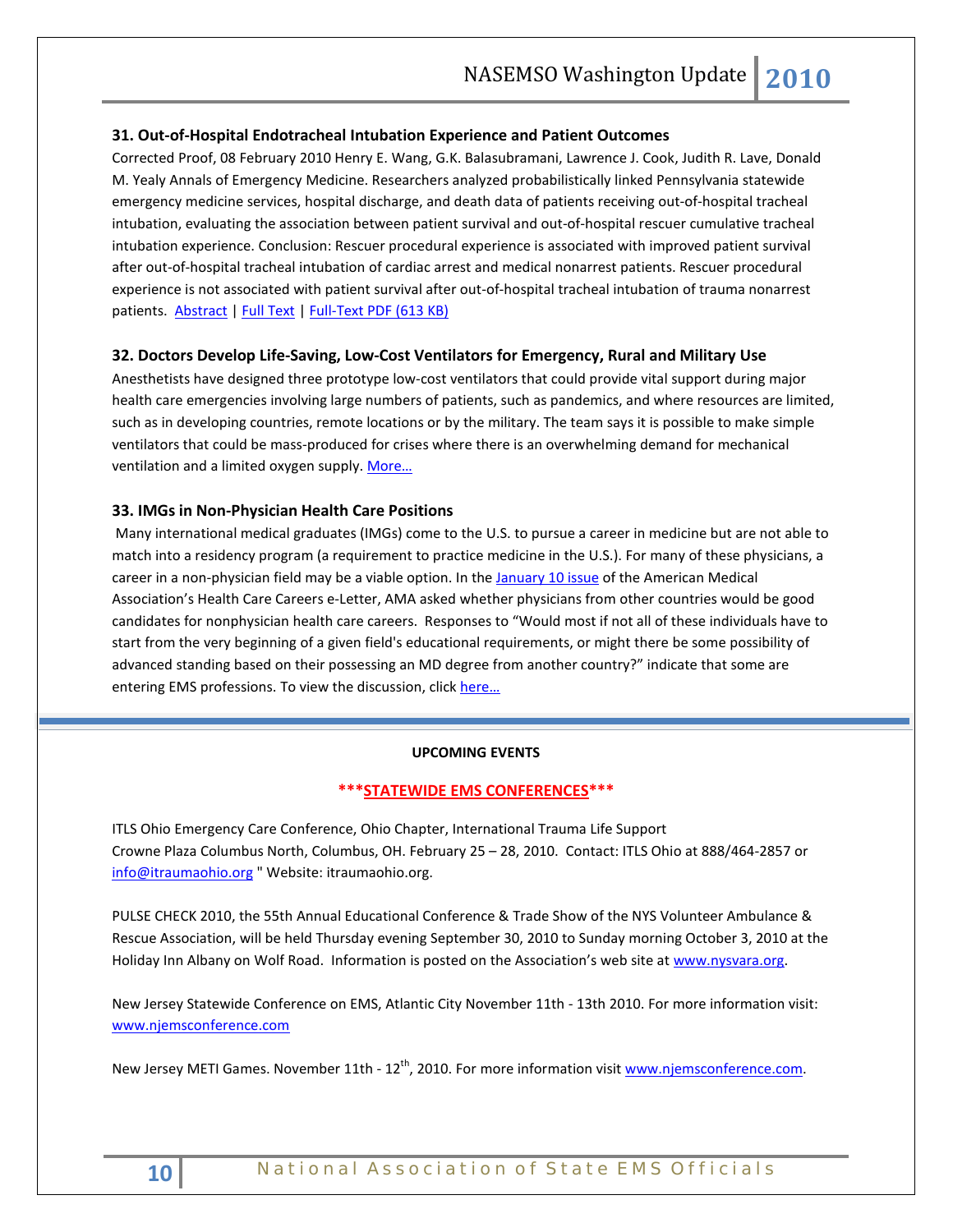### 31. Out-of-Hospital Endotracheal Intubation Experience and Patient Outcomes

Corrected Proof, 08 February 2010 Henry E. Wang, G.K. Balasubramani, Lawrence J. Cook, Judith R. Lave, Donald M. Yealy Annals of Emergency Medicine. Researchers analyzed probabilistically linked Pennsylvania statewide emergency medicine services, hospital discharge, and death data of patients receiving out-of-hospital tracheal intubation, evaluating the association between patient survival and out-of-hospital rescuer cumulative tracheal intubation experience. Conclusion: Rescuer procedural experience is associated with improved patient survival after out-of-hospital tracheal intubation of cardiac arrest and medical nonarrest patients. Rescuer procedural experience is not associated with patient survival after out-of-hospital tracheal intubation of trauma nonarrest patients. Abstract | Full Text | Full-Text PDF (613 KB)

### 32. Doctors Develop Life-Saving, Low-Cost Ventilators for Emergency, Rural and Military Use

Anesthetists have designed three prototype low-cost ventilators that could provide vital support during major health care emergencies involving large numbers of patients, such as pandemics, and where resources are limited, such as in developing countries, remote locations or by the military. The team says it is possible to make simple ventilators that could be mass-produced for crises where there is an overwhelming demand for mechanical ventilation and a limited oxygen supply. More…

### 33. IMGs in Non-Physician Health Care Positions

Many international medical graduates (IMGs) come to the U.S. to pursue a career in medicine but are not able to match into a residency program (a requirement to practice medicine in the U.S.). For many of these physicians, a career in a non-physician field may be a viable option. In the January 10 issue of the American Medical Association's Health Care Careers e-Letter, AMA asked whether physicians from other countries would be good candidates for nonphysician health care careers. Responses to "Would most if not all of these individuals have to start from the very beginning of a given field's educational requirements, or might there be some possibility of advanced standing based on their possessing an MD degree from another country?" indicate that some are entering EMS professions. To view the discussion, click here…

---

**UPCOMING EVENTS**

**\*\*\*STATEWIDE EMS CONFERENCES\*\*\***

ITLS Ohio Emergency Care Conference, Ohio Chapter, International Trauma Life Support
Crowne Plaza Columbus North, Columbus, OH. February 25 – 28, 2010. Contact: ITLS Ohio at 888/464-2857 or info@itraumaohio.org " Website: itraumaohio.org.

PULSE CHECK 2010, the 55th Annual Educational Conference & Trade Show of the NYS Volunteer Ambulance & Rescue Association, will be held Thursday evening September 30, 2010 to Sunday morning October 3, 2010 at the Holiday Inn Albany on Wolf Road. Information is posted on the Association's web site at www.nysvara.org.

New Jersey Statewide Conference on EMS, Atlantic City November 11th - 13th 2010. For more information visit: www.njemsconference.com

New Jersey METI Games. November 11th - 12th, 2010. For more information visit www.njemsconference.com.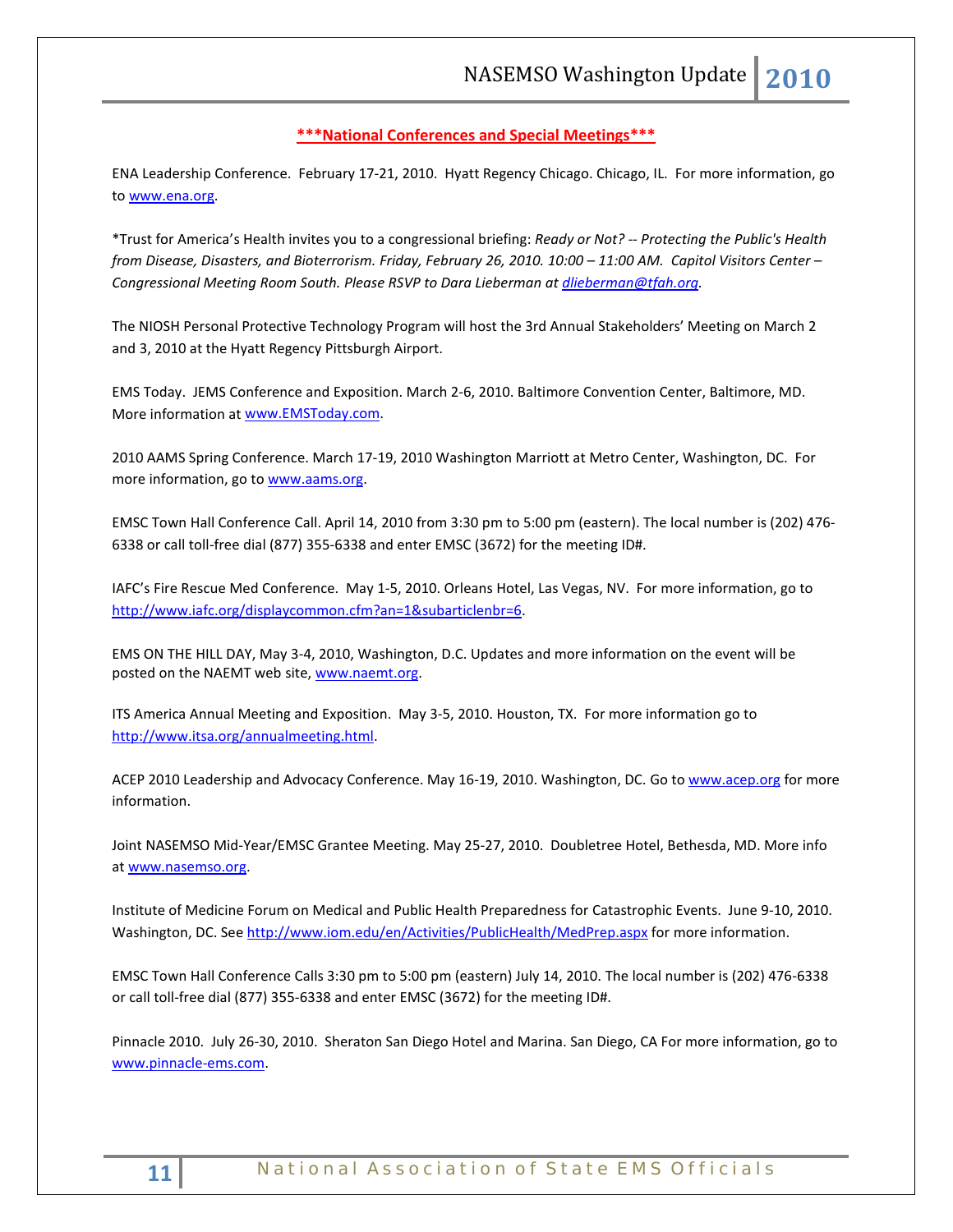## ***National Conferences and Special Meetings***

ENA Leadership Conference. February 17-21, 2010. Hyatt Regency Chicago. Chicago, IL. For more information, go to [www.ena.org](http://www.ena.org).

*Trust for America's Health invites you to a congressional briefing: *Ready or Not? -- Protecting the Public's Health from Disease, Disasters, and Bioterrorism. Friday, February 26, 2010. 10:00 – 11:00 AM. Capitol Visitors Center – Congressional Meeting Room South. Please RSVP to Dara Lieberman at [dlieberman@tfah.org](mailto:dlieberman@tfah.org).*

The NIOSH Personal Protective Technology Program will host the 3rd Annual Stakeholders' Meeting on March 2 and 3, 2010 at the Hyatt Regency Pittsburgh Airport.

EMS Today. JEMS Conference and Exposition. March 2-6, 2010. Baltimore Convention Center, Baltimore, MD. More information at [www.EMSToday.com](http://www.EMSToday.com).

2010 AAMS Spring Conference. March 17-19, 2010 Washington Marriott at Metro Center, Washington, DC. For more information, go to [www.aams.org](http://www.aams.org).

EMSC Town Hall Conference Call. April 14, 2010 from 3:30 pm to 5:00 pm (eastern). The local number is (202) 476-6338 or call toll-free dial (877) 355-6338 and enter EMSC (3672) for the meeting ID#.

IAFC's Fire Rescue Med Conference. May 1-5, 2010. Orleans Hotel, Las Vegas, NV. For more information, go to [http://www.iafc.org/displaycommon.cfm?an=1&subarticlenbr=6](http://www.iafc.org/displaycommon.cfm?an=1&subarticlenbr=6).

EMS ON THE HILL DAY, May 3-4, 2010, Washington, D.C. Updates and more information on the event will be posted on the NAEMT web site, [www.naemt.org](http://www.naemt.org).

ITS America Annual Meeting and Exposition. May 3-5, 2010. Houston, TX. For more information go to [http://www.itsa.org/annualmeeting.html](http://www.itsa.org/annualmeeting.html).

ACEP 2010 Leadership and Advocacy Conference. May 16-19, 2010. Washington, DC. Go to [www.acep.org](http://www.acep.org) for more information.

Joint NASEMSO Mid-Year/EMSC Grantee Meeting. May 25-27, 2010. Doubletree Hotel, Bethesda, MD. More info at [www.nasemso.org](http://www.nasemso.org).

Institute of Medicine Forum on Medical and Public Health Preparedness for Catastrophic Events. June 9-10, 2010. Washington, DC. See [http://www.iom.edu/en/Activities/PublicHealth/MedPrep.aspx](http://www.iom.edu/en/Activities/PublicHealth/MedPrep.aspx) for more information.

EMSC Town Hall Conference Calls 3:30 pm to 5:00 pm (eastern) July 14, 2010. The local number is (202) 476-6338 or call toll-free dial (877) 355-6338 and enter EMSC (3672) for the meeting ID#.

Pinnacle 2010. July 26-30, 2010. Sheraton San Diego Hotel and Marina. San Diego, CA For more information, go to [www.pinnacle-ems.com](http://www.pinnacle-ems.com).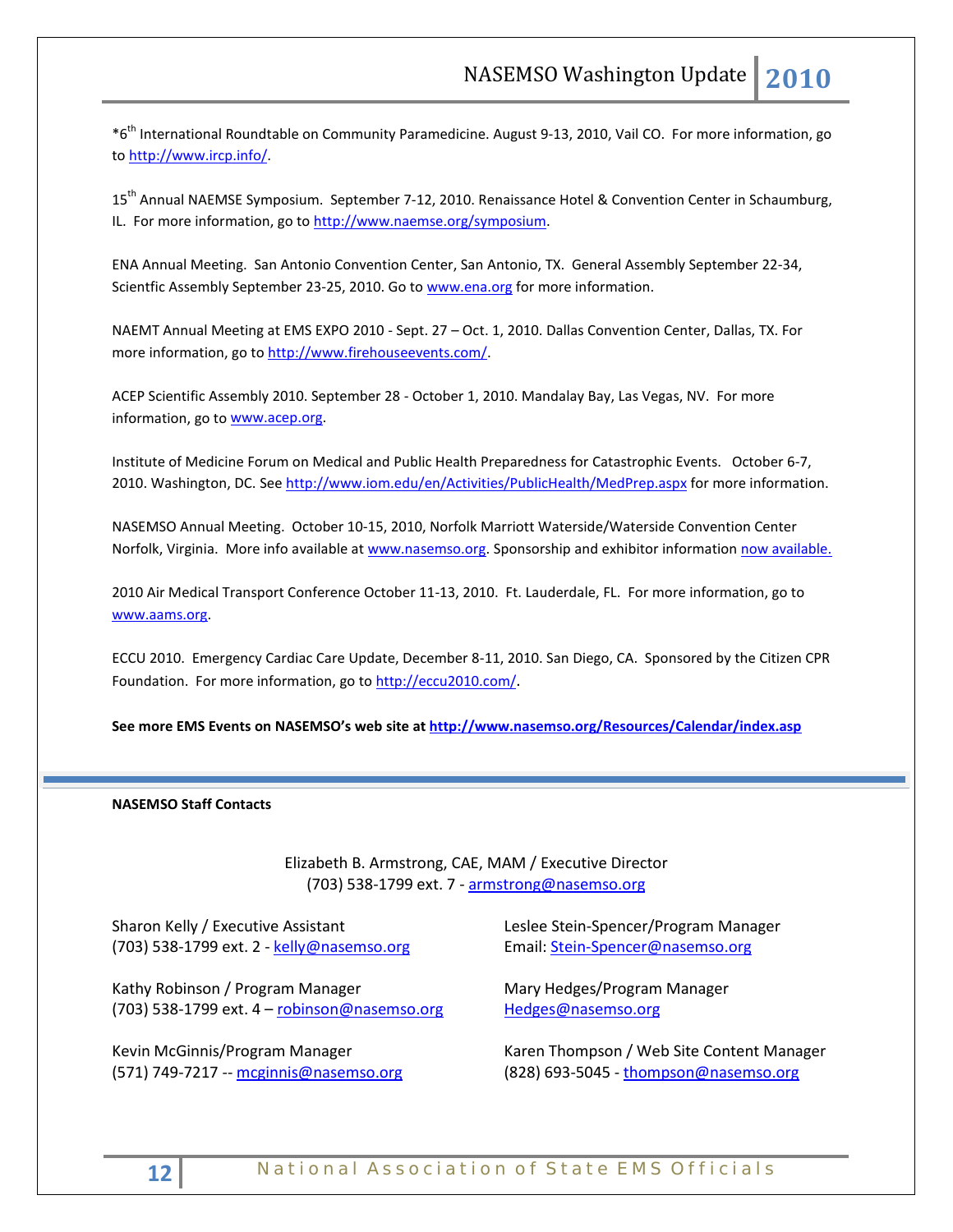*6th International Roundtable on Community Paramedicine. August 9-13, 2010, Vail CO. For more information, go to http://www.ircp.info/.

15th Annual NAEMSE Symposium. September 7-12, 2010. Renaissance Hotel & Convention Center in Schaumburg, IL. For more information, go to http://www.naemse.org/symposium.

ENA Annual Meeting. San Antonio Convention Center, San Antonio, TX. General Assembly September 22-34, Scientfic Assembly September 23-25, 2010. Go to www.ena.org for more information.

NAEMT Annual Meeting at EMS EXPO 2010 - Sept. 27 – Oct. 1, 2010. Dallas Convention Center, Dallas, TX. For more information, go to http://www.firehouseevents.com/.

ACEP Scientific Assembly 2010. September 28 - October 1, 2010. Mandalay Bay, Las Vegas, NV. For more information, go to www.acep.org.

Institute of Medicine Forum on Medical and Public Health Preparedness for Catastrophic Events. October 6-7, 2010. Washington, DC. See http://www.iom.edu/en/Activities/PublicHealth/MedPrep.aspx for more information.

NASEMSO Annual Meeting. October 10-15, 2010, Norfolk Marriott Waterside/Waterside Convention Center Norfolk, Virginia. More info available at www.nasemso.org. Sponsorship and exhibitor information now available.

2010 Air Medical Transport Conference October 11-13, 2010. Ft. Lauderdale, FL. For more information, go to www.aams.org.

ECCU 2010. Emergency Cardiac Care Update, December 8-11, 2010. San Diego, CA. Sponsored by the Citizen CPR Foundation. For more information, go to http://eccu2010.com/.

**See more EMS Events on NASEMSO's web site at http://www.nasemso.org/Resources/Calendar/index.asp**

---

**NASEMSO Staff Contacts**

Elizabeth B. Armstrong, CAE, MAM / Executive Director
(703) 538-1799 ext. 7 - armstrong@nasemso.org

Sharon Kelly / Executive Assistant
(703) 538-1799 ext. 2 - kelly@nasemso.org

Kathy Robinson / Program Manager
(703) 538-1799 ext. 4 – robinson@nasemso.org

Kevin McGinnis/Program Manager
(571) 749-7217 -- mcginnis@nasemso.org

Leslee Stein-Spencer/Program Manager
Email: Stein-Spencer@nasemso.org

Mary Hedges/Program Manager
Hedges@nasemso.org

Karen Thompson / Web Site Content Manager
(828) 693-5045 - thompson@nasemso.org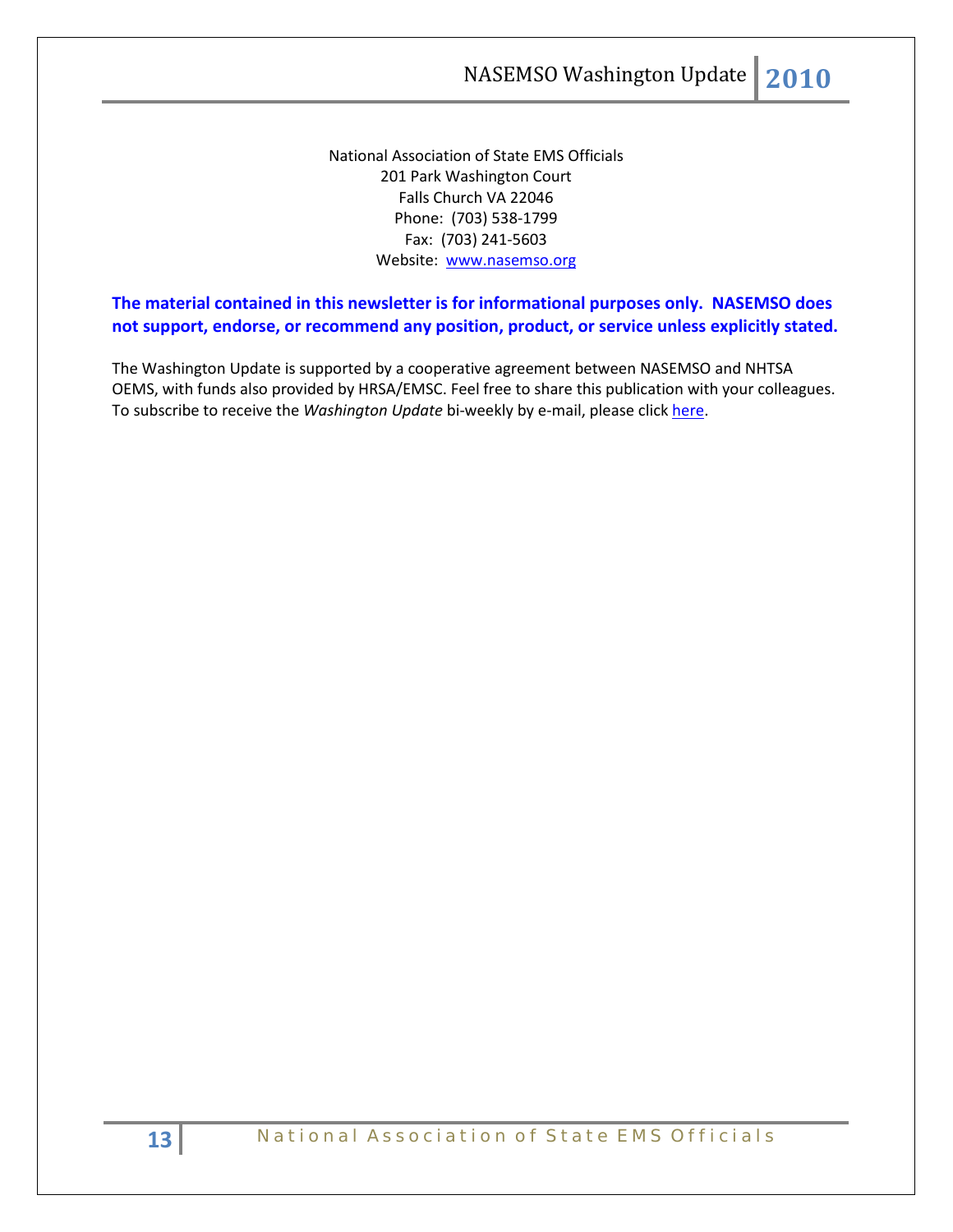National Association of State EMS Officials
201 Park Washington Court
Falls Church VA 22046
Phone: (703) 538-1799
Fax: (703) 241-5603
Website: www.nasemso.org

**The material contained in this newsletter is for informational purposes only. NASEMSO does not support, endorse, or recommend any position, product, or service unless explicitly stated.**

The Washington Update is supported by a cooperative agreement between NASEMSO and NHTSA OEMS, with funds also provided by HRSA/EMSC. Feel free to share this publication with your colleagues. To subscribe to receive the *Washington Update* bi-weekly by e-mail, please click here.